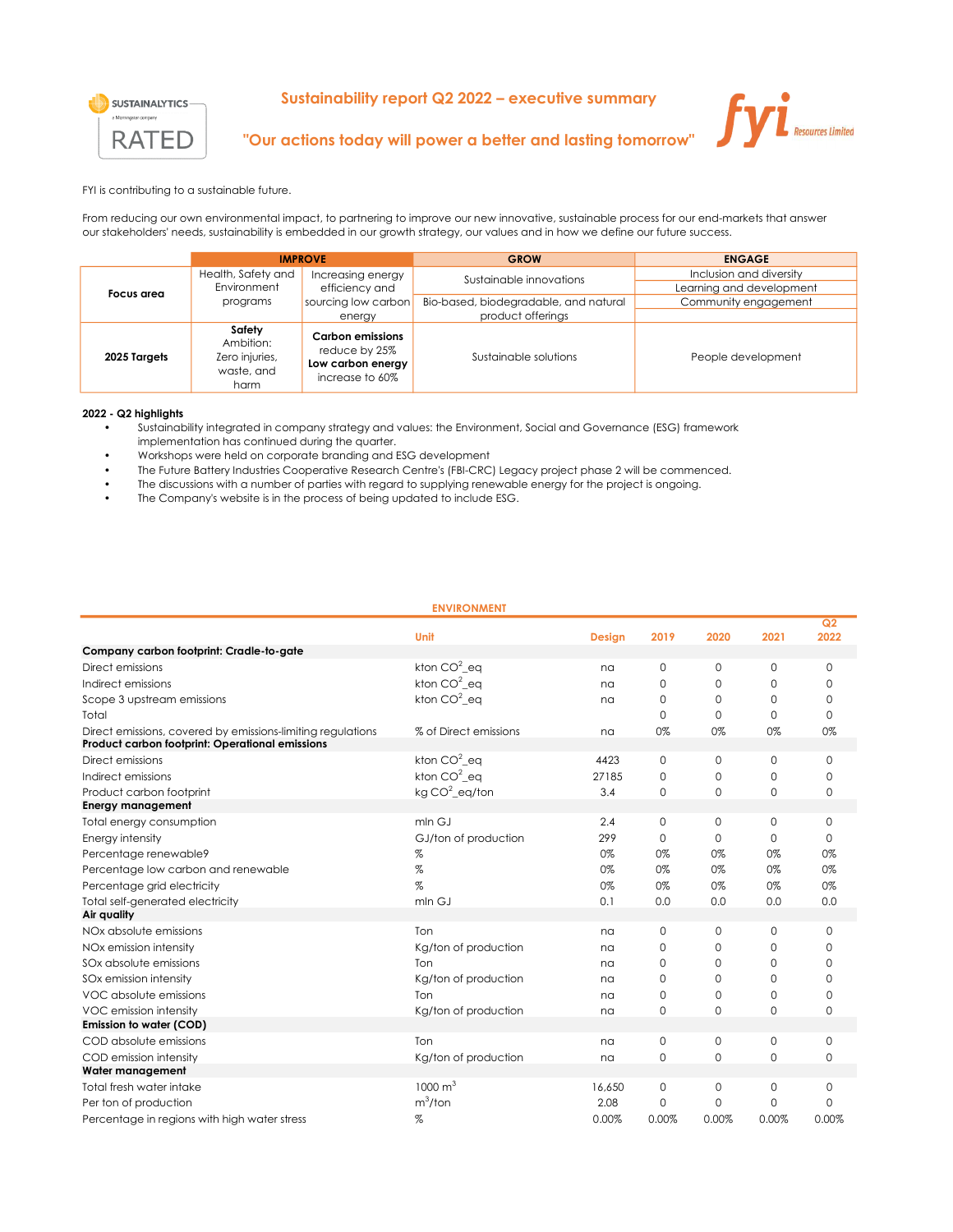SUSTAINALYTICS
a Morningstar company
RATED

# Sustainability report Q2 2022 – executive summary

## "Our actions today will power a better and lasting tomorrow"

fyi Resources Limited

FYI is contributing to a sustainable future.

From reducing our own environmental impact, to partnering to improve our new innovative, sustainable process for our end-markets that answer our stakeholders' needs, sustainability is embedded in our growth strategy, our values and in how we define our future success.

| | IMPROVE | | GROW | ENGAGE |
|---|---|---|---|---|
| **Focus area** | Health, Safety and Environment programs | Increasing energy efficiency and sourcing low carbon energy | Sustainable innovations<br>Bio-based, biodegradable, and natural product offerings | Inclusion and diversity<br>Learning and development<br>Community engagement |
| **2025 Targets** | **Safety** Ambition: Zero injuries, waste, and harm | **Carbon emissions** reduce by 25%<br>**Low carbon energy** increase to 60% | Sustainable solutions | People development |

**2022 - Q2 highlights**

- Sustainability integrated in company strategy and values: the Environment, Social and Governance (ESG) framework implementation has continued during the quarter.
- Workshops were held on corporate branding and ESG development
- The Future Battery Industries Cooperative Research Centre's (FBI-CRC) Legacy project phase 2 will be commenced.
- The discussions with a number of parties with regard to supplying renewable energy for the project is ongoing.
- The Company's website is in the process of being updated to include ESG.

## ENVIRONMENT

| | Unit | Design | 2019 | 2020 | 2021 | Q2 2022 |
|---|---|---|---|---|---|---|
| **Company carbon footprint: Cradle-to-gate** | | | | | | |
| Direct emissions | kton $CO^2$_eq | na | 0 | 0 | 0 | 0 |
| Indirect emissions | kton $CO^2$_eq | na | 0 | 0 | 0 | 0 |
| Scope 3 upstream emissions | kton $CO^2$_eq | na | 0 | 0 | 0 | 0 |
| Total | | | 0 | 0 | 0 | 0 |
| Direct emissions, covered by emissions-limiting regulations | % of Direct emissions | na | 0% | 0% | 0% | 0% |
| **Product carbon footprint: Operational emissions** | | | | | | |
| Direct emissions | kton $CO^2$_eq | 4423 | 0 | 0 | 0 | 0 |
| Indirect emissions | kton $CO^2$_eq | 27185 | 0 | 0 | 0 | 0 |
| Product carbon footprint | kg $CO^2$_eq/ton | 3.4 | 0 | 0 | 0 | 0 |
| **Energy management** | | | | | | |
| Total energy consumption | mln GJ | 2.4 | 0 | 0 | 0 | 0 |
| Energy intensity | GJ/ton of production | 299 | 0 | 0 | 0 | 0 |
| Percentage renewable9 | % | 0% | 0% | 0% | 0% | 0% |
| Percentage low carbon and renewable | % | 0% | 0% | 0% | 0% | 0% |
| Percentage grid electricity | % | 0% | 0% | 0% | 0% | 0% |
| Total self-generated electricity | mln GJ | 0.1 | 0.0 | 0.0 | 0.0 | 0.0 |
| **Air quality** | | | | | | |
| NOx absolute emissions | Ton | na | 0 | 0 | 0 | 0 |
| NOx emission intensity | Kg/ton of production | na | 0 | 0 | 0 | 0 |
| SOx absolute emissions | Ton | na | 0 | 0 | 0 | 0 |
| SOx emission intensity | Kg/ton of production | na | 0 | 0 | 0 | 0 |
| VOC absolute emissions | Ton | na | 0 | 0 | 0 | 0 |
| VOC emission intensity | Kg/ton of production | na | 0 | 0 | 0 | 0 |
| **Emission to water (COD)** | | | | | | |
| COD absolute emissions | Ton | na | 0 | 0 | 0 | 0 |
| COD emission intensity | Kg/ton of production | na | 0 | 0 | 0 | 0 |
| **Water management** | | | | | | |
| Total fresh water intake | 1000 $m^3$ | 16,650 | 0 | 0 | 0 | 0 |
| Per ton of production | $m^3$/ton | 2.08 | 0 | 0 | 0 | 0 |
| Percentage in regions with high water stress | % | 0.00% | 0.00% | 0.00% | 0.00% | 0.00% |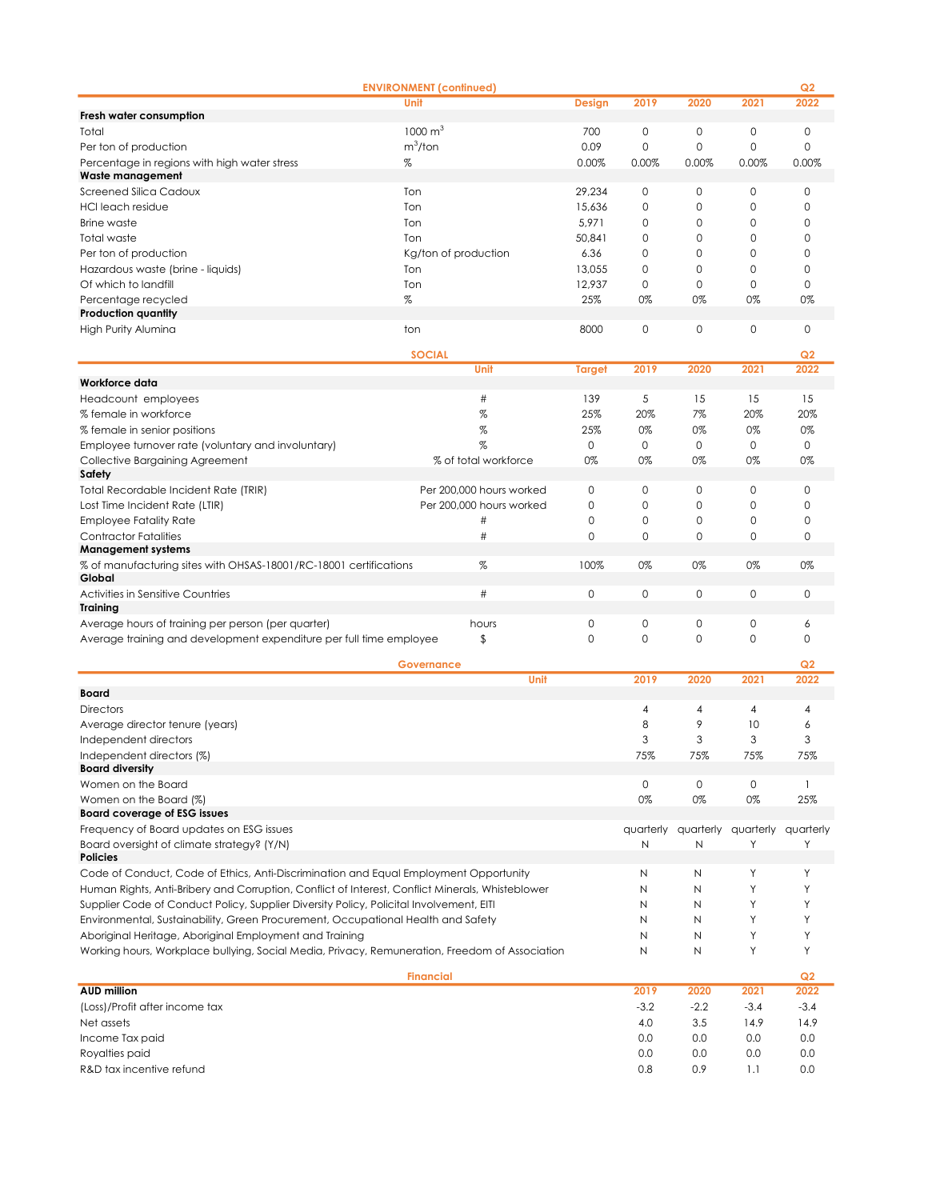## ENVIRONMENT (continued)

| | Unit | Design | 2019 | 2020 | 2021 | Q2 2022 |
|---|---|---|---|---|---|---|
| **Fresh water consumption** | | | | | | |
| Total | 1000 $m^3$ | 700 | 0 | 0 | 0 | 0 |
| Per ton of production | $m^3$/ton | 0.09 | 0 | 0 | 0 | 0 |
| Percentage in regions with high water stress | % | 0.00% | 0.00% | 0.00% | 0.00% | 0.00% |
| **Waste management** | | | | | | |
| Screened Silica Cadoux | Ton | 29,234 | 0 | 0 | 0 | 0 |
| HCl leach residue | Ton | 15,636 | 0 | 0 | 0 | 0 |
| Brine waste | Ton | 5,971 | 0 | 0 | 0 | 0 |
| Total waste | Ton | 50,841 | 0 | 0 | 0 | 0 |
| Per ton of production | Kg/ton of production | 6.36 | 0 | 0 | 0 | 0 |
| Hazardous waste (brine - liquids) | Ton | 13,055 | 0 | 0 | 0 | 0 |
| Of which to landfill | Ton | 12,937 | 0 | 0 | 0 | 0 |
| Percentage recycled | % | 25% | 0% | 0% | 0% | 0% |
| **Production quantity** | | | | | | |
| High Purity Alumina | ton | 8000 | 0 | 0 | 0 | 0 |

## SOCIAL

| | Unit | Target | 2019 | 2020 | 2021 | Q2 2022 |
|---|---|---|---|---|---|---|
| **Workforce data** | | | | | | |
| Headcount employees | # | 139 | 5 | 15 | 15 | 15 |
| % female in workforce | % | 25% | 20% | 7% | 20% | 20% |
| % female in senior positions | % | 25% | 0% | 0% | 0% | 0% |
| Employee turnover rate (voluntary and involuntary) | % | 0 | 0 | 0 | 0 | 0 |
| Collective Bargaining Agreement | % of total workforce | 0% | 0% | 0% | 0% | 0% |
| **Safety** | | | | | | |
| Total Recordable Incident Rate (TRIR) | Per 200,000 hours worked | 0 | 0 | 0 | 0 | 0 |
| Lost Time Incident Rate (LTIR) | Per 200,000 hours worked | 0 | 0 | 0 | 0 | 0 |
| Employee Fatality Rate | # | 0 | 0 | 0 | 0 | 0 |
| Contractor Fatalities | # | 0 | 0 | 0 | 0 | 0 |
| **Management systems** | | | | | | |
| % of manufacturing sites with OHSAS-18001/RC-18001 certifications | % | 100% | 0% | 0% | 0% | 0% |
| **Global** | | | | | | |
| Activities in Sensitive Countries | # | 0 | 0 | 0 | 0 | 0 |
| **Training** | | | | | | |
| Average hours of training per person (per quarter) | hours | 0 | 0 | 0 | 0 | 6 |
| Average training and development expenditure per full time employee | $ | 0 | 0 | 0 | 0 | 0 |

## Governance

| | Unit | 2019 | 2020 | 2021 | Q2 2022 |
|---|---|---|---|---|---|
| **Board** | | | | | |
| Directors | | 4 | 4 | 4 | 4 |
| Average director tenure (years) | | 8 | 9 | 10 | 6 |
| Independent directors | | 3 | 3 | 3 | 3 |
| Independent directors (%) | | 75% | 75% | 75% | 75% |
| **Board diversity** | | | | | |
| Women on the Board | | 0 | 0 | 0 | 1 |
| Women on the Board (%) | | 0% | 0% | 0% | 25% |
| **Board coverage of ESG issues** | | | | | |
| Frequency of Board updates on ESG issues | | quarterly | quarterly | quarterly | quarterly |
| Board oversight of climate strategy? (Y/N) | | N | N | Y | Y |
| **Policies** | | | | | |
| Code of Conduct, Code of Ethics, Anti-Discrimination and Equal Employment Opportunity | | N | N | Y | Y |
| Human Rights, Anti-Bribery and Corruption, Conflict of Interest, Conflict Minerals, Whistleblower | | N | N | Y | Y |
| Supplier Code of Conduct Policy, Supplier Diversity Policy, Policital Involvement, EITI | | N | N | Y | Y |
| Environmental, Sustainability, Green Procurement, Occupational Health and Safety | | N | N | Y | Y |
| Aboriginal Heritage, Aboriginal Employment and Training | | N | N | Y | Y |
| Working hours, Workplace bullying, Social Media, Privacy, Remuneration, Freedom of Association | | N | N | Y | Y |

## Financial

| AUD million | 2019 | 2020 | 2021 | Q2 2022 |
|---|---|---|---|---|
| (Loss)/Profit after income tax | -3.2 | -2.2 | -3.4 | -3.4 |
| Net assets | 4.0 | 3.5 | 14.9 | 14.9 |
| Income Tax paid | 0.0 | 0.0 | 0.0 | 0.0 |
| Royalties paid | 0.0 | 0.0 | 0.0 | 0.0 |
| R&D tax incentive refund | 0.8 | 0.9 | 1.1 | 0.0 |